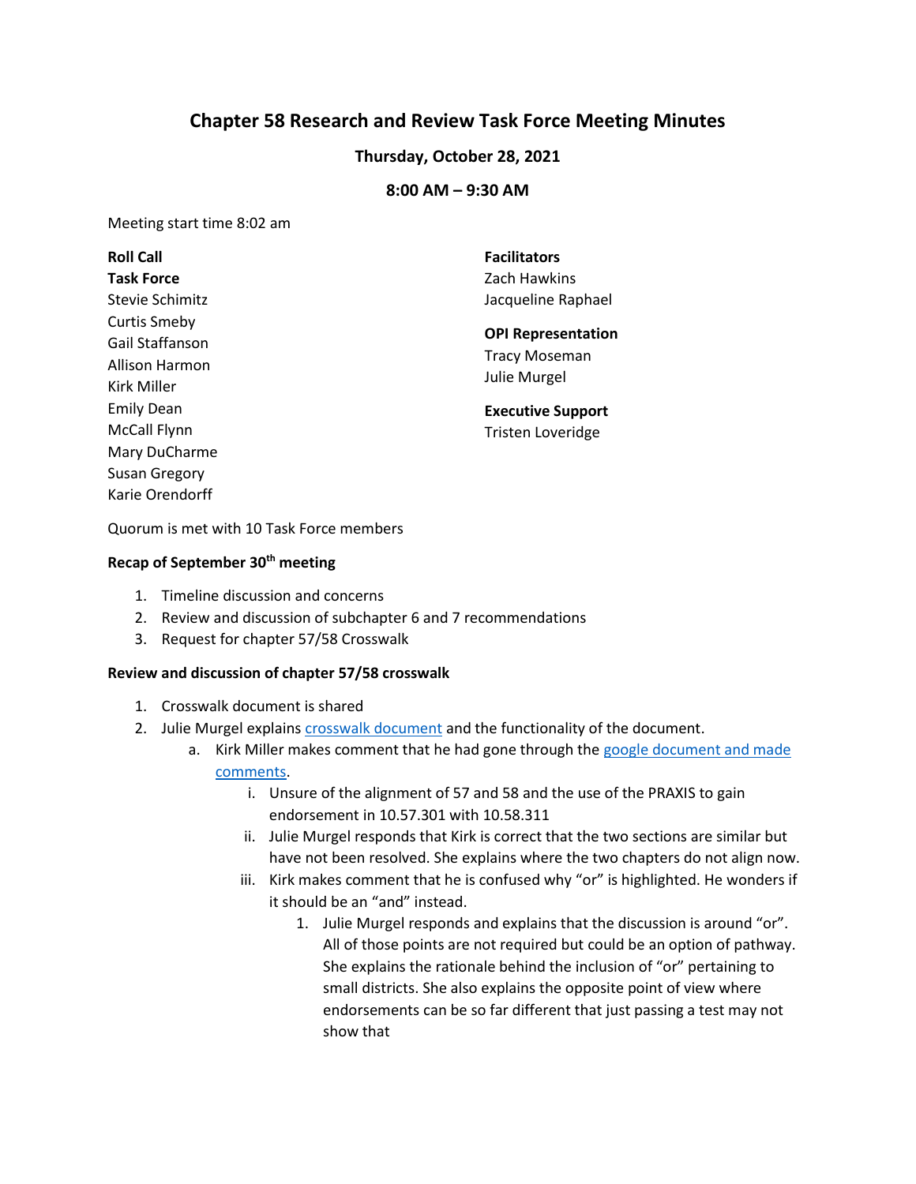# Chapter 58 Research and Review Task Force Meeting Minutes

**Thursday, October 28, 2021**

**8:00 AM – 9:30 AM**

Meeting start time 8:02 am

**Roll Call**

**Task Force**
Stevie Schimitz
Curtis Smeby
Gail Staffanson
Allison Harmon
Kirk Miller
Emily Dean
McCall Flynn
Mary DuCharme
Susan Gregory
Karie Orendorff

**Facilitators**
Zach Hawkins
Jacqueline Raphael

**OPI Representation**
Tracy Moseman
Julie Murgel

**Executive Support**
Tristen Loveridge

Quorum is met with 10 Task Force members

**Recap of September 30th meeting**

1. Timeline discussion and concerns
2. Review and discussion of subchapter 6 and 7 recommendations
3. Request for chapter 57/58 Crosswalk

**Review and discussion of chapter 57/58 crosswalk**

1. Crosswalk document is shared
2. Julie Murgel explains crosswalk document and the functionality of the document.
    a. Kirk Miller makes comment that he had gone through the google document and made comments.
        i. Unsure of the alignment of 57 and 58 and the use of the PRAXIS to gain endorsement in 10.57.301 with 10.58.311
        ii. Julie Murgel responds that Kirk is correct that the two sections are similar but have not been resolved. She explains where the two chapters do not align now.
        iii. Kirk makes comment that he is confused why "or" is highlighted. He wonders if it should be an "and" instead.
            1. Julie Murgel responds and explains that the discussion is around "or". All of those points are not required but could be an option of pathway. She explains the rationale behind the inclusion of "or" pertaining to small districts. She also explains the opposite point of view where endorsements can be so far different that just passing a test may not show that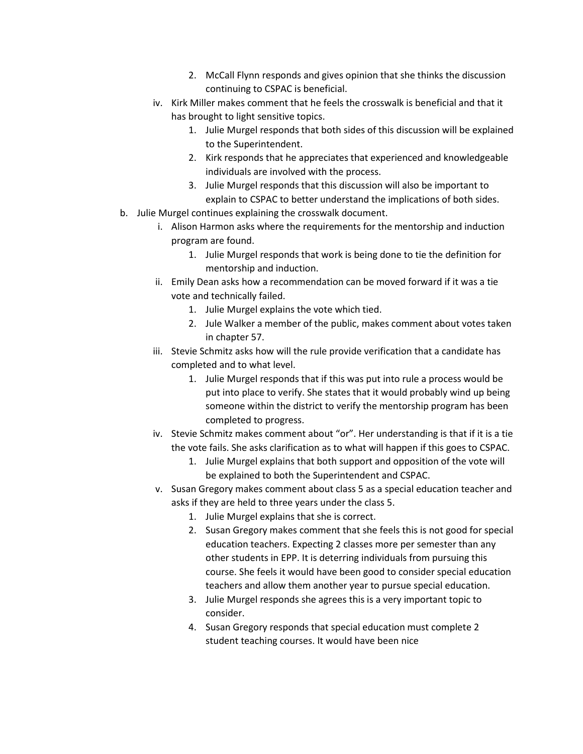2. McCall Flynn responds and gives opinion that she thinks the discussion continuing to CSPAC is beneficial.

iv. Kirk Miller makes comment that he feels the crosswalk is beneficial and that it has brought to light sensitive topics.

1. Julie Murgel responds that both sides of this discussion will be explained to the Superintendent.
2. Kirk responds that he appreciates that experienced and knowledgeable individuals are involved with the process.
3. Julie Murgel responds that this discussion will also be important to explain to CSPAC to better understand the implications of both sides.

b. Julie Murgel continues explaining the crosswalk document.

i. Alison Harmon asks where the requirements for the mentorship and induction program are found.

1. Julie Murgel responds that work is being done to tie the definition for mentorship and induction.

ii. Emily Dean asks how a recommendation can be moved forward if it was a tie vote and technically failed.

1. Julie Murgel explains the vote which tied.
2. Jule Walker a member of the public, makes comment about votes taken in chapter 57.

iii. Stevie Schmitz asks how will the rule provide verification that a candidate has completed and to what level.

1. Julie Murgel responds that if this was put into rule a process would be put into place to verify. She states that it would probably wind up being someone within the district to verify the mentorship program has been completed to progress.

iv. Stevie Schmitz makes comment about "or". Her understanding is that if it is a tie the vote fails. She asks clarification as to what will happen if this goes to CSPAC.

1. Julie Murgel explains that both support and opposition of the vote will be explained to both the Superintendent and CSPAC.

v. Susan Gregory makes comment about class 5 as a special education teacher and asks if they are held to three years under the class 5.

1. Julie Murgel explains that she is correct.
2. Susan Gregory makes comment that she feels this is not good for special education teachers. Expecting 2 classes more per semester than any other students in EPP. It is deterring individuals from pursuing this course. She feels it would have been good to consider special education teachers and allow them another year to pursue special education.
3. Julie Murgel responds she agrees this is a very important topic to consider.
4. Susan Gregory responds that special education must complete 2 student teaching courses. It would have been nice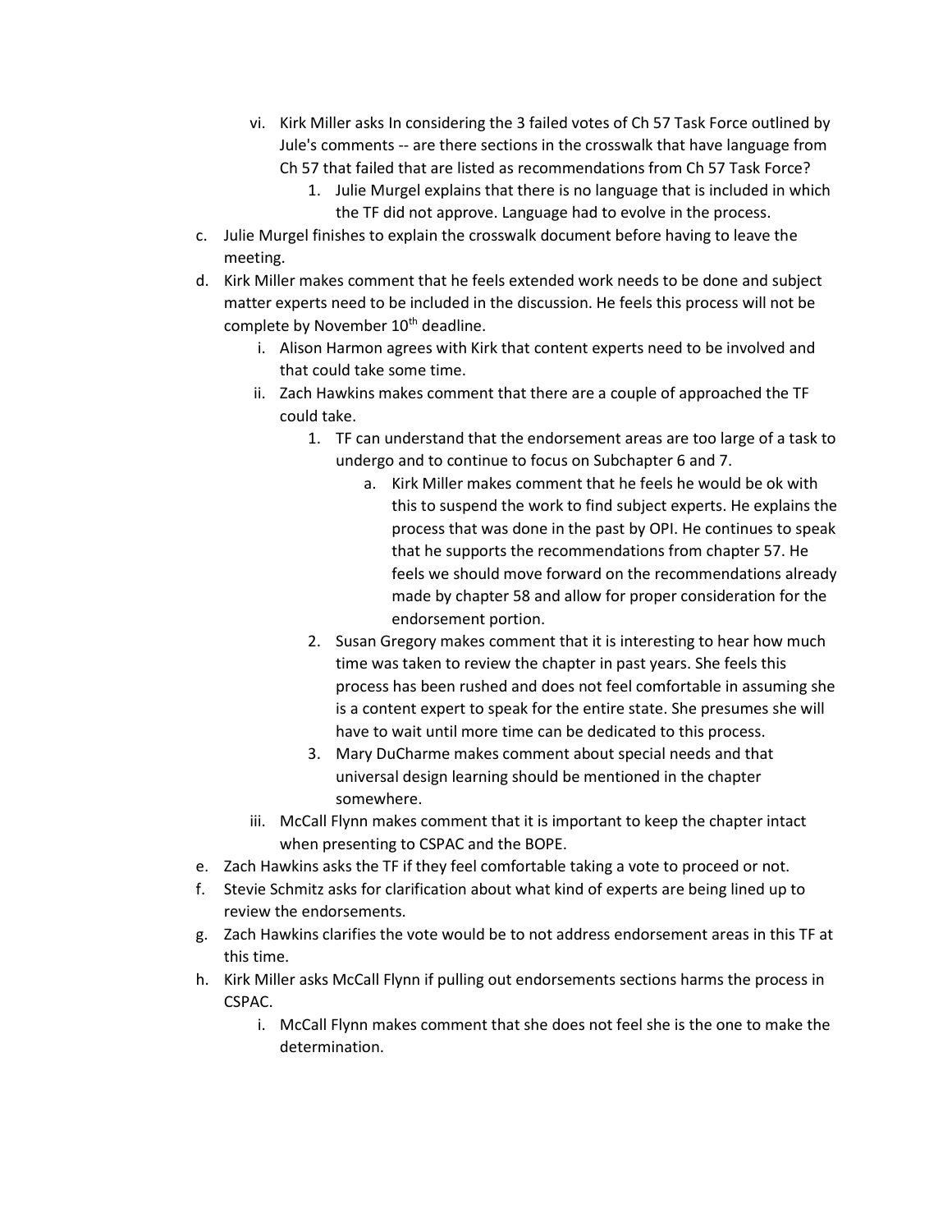- vi. Kirk Miller asks In considering the 3 failed votes of Ch 57 Task Force outlined by Jule's comments -- are there sections in the crosswalk that have language from Ch 57 that failed that are listed as recommendations from Ch 57 Task Force?
     1. Julie Murgel explains that there is no language that is included in which the TF did not approve. Language had to evolve in the process.

c. Julie Murgel finishes to explain the crosswalk document before having to leave the meeting.

d. Kirk Miller makes comment that he feels extended work needs to be done and subject matter experts need to be included in the discussion. He feels this process will not be complete by November 10th deadline.
   - i. Alison Harmon agrees with Kirk that content experts need to be involved and that could take some time.
   - ii. Zach Hawkins makes comment that there are a couple of approached the TF could take.
     1. TF can understand that the endorsement areas are too large of a task to undergo and to continue to focus on Subchapter 6 and 7.
        - a. Kirk Miller makes comment that he feels he would be ok with this to suspend the work to find subject experts. He explains the process that was done in the past by OPI. He continues to speak that he supports the recommendations from chapter 57. He feels we should move forward on the recommendations already made by chapter 58 and allow for proper consideration for the endorsement portion.
     2. Susan Gregory makes comment that it is interesting to hear how much time was taken to review the chapter in past years. She feels this process has been rushed and does not feel comfortable in assuming she is a content expert to speak for the entire state. She presumes she will have to wait until more time can be dedicated to this process.
     3. Mary DuCharme makes comment about special needs and that universal design learning should be mentioned in the chapter somewhere.
   - iii. McCall Flynn makes comment that it is important to keep the chapter intact when presenting to CSPAC and the BOPE.

e. Zach Hawkins asks the TF if they feel comfortable taking a vote to proceed or not.

f. Stevie Schmitz asks for clarification about what kind of experts are being lined up to review the endorsements.

g. Zach Hawkins clarifies the vote would be to not address endorsement areas in this TF at this time.

h. Kirk Miller asks McCall Flynn if pulling out endorsements sections harms the process in CSPAC.
   - i. McCall Flynn makes comment that she does not feel she is the one to make the determination.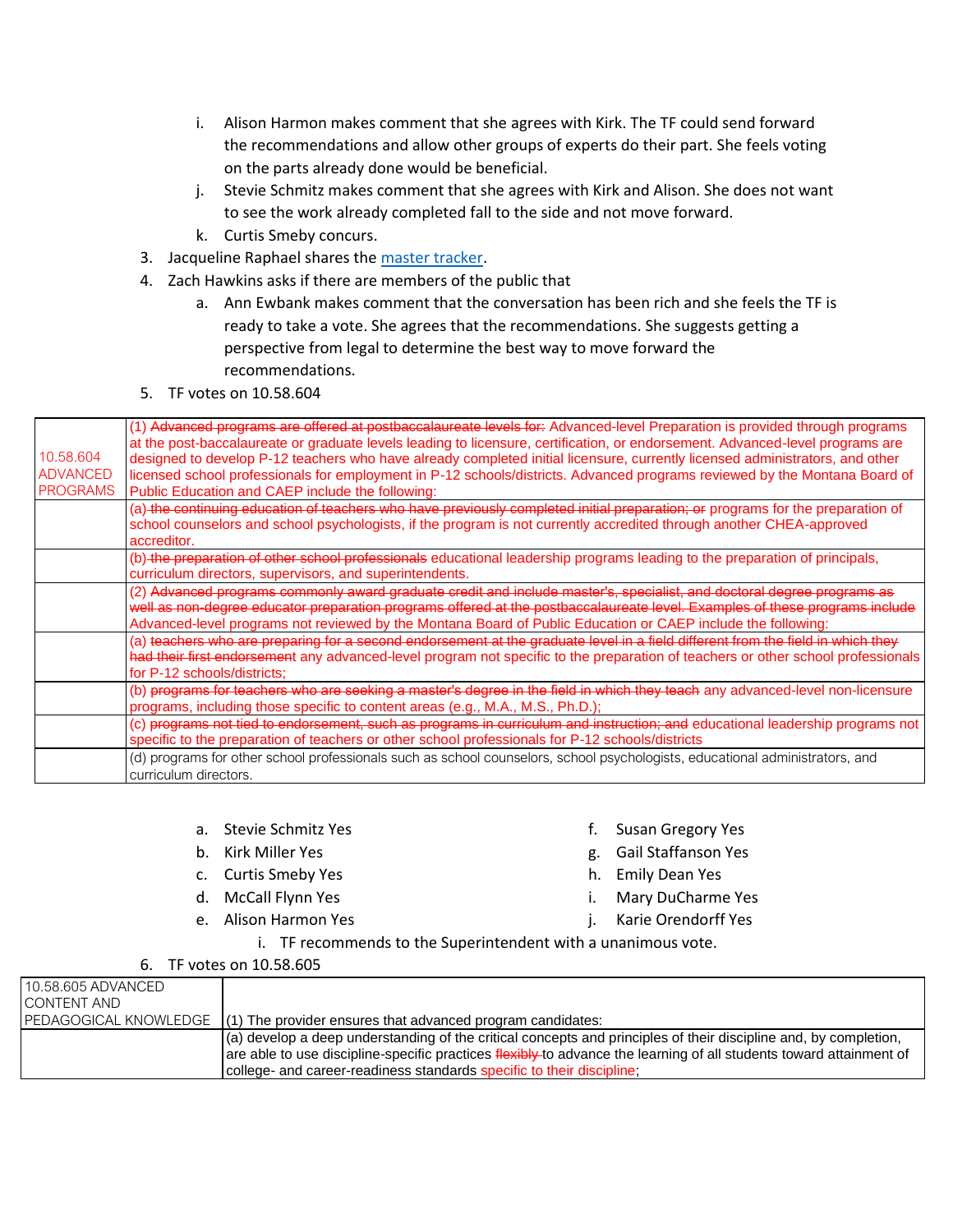i. Alison Harmon makes comment that she agrees with Kirk. The TF could send forward the recommendations and allow other groups of experts do their part. She feels voting on the parts already done would be beneficial.

j. Stevie Schmitz makes comment that she agrees with Kirk and Alison. She does not want to see the work already completed fall to the side and not move forward.

k. Curtis Smeby concurs.

3. Jacqueline Raphael shares the [master tracker].
4. Zach Hawkins asks if there are members of the public that
   a. Ann Ewbank makes comment that the conversation has been rich and she feels the TF is ready to take a vote. She agrees that the recommendations. She suggests getting a perspective from legal to determine the best way to move forward the recommendations.
5. TF votes on 10.58.604

| 10.58.604 ADVANCED PROGRAMS | (1) ~~Advanced programs are offered at postbaccalaureate levels for:~~ Advanced-level Preparation is provided through programs at the post-baccalaureate or graduate levels leading to licensure, certification, or endorsement. Advanced-level programs are designed to develop P-12 teachers who have already completed initial licensure, currently licensed administrators, and other licensed school professionals for employment in P-12 schools/districts. Advanced programs reviewed by the Montana Board of Public Education and CAEP include the following: |
|---|---|
| | (a) ~~the continuing education of teachers who have previously completed initial preparation; or~~ programs for the preparation of school counselors and school psychologists, if the program is not currently accredited through another CHEA-approved accreditor. |
| | (b) ~~the preparation of other school professionals~~ educational leadership programs leading to the preparation of principals, curriculum directors, supervisors, and superintendents. |
| | (2) ~~Advanced programs commonly award graduate credit and include master's, specialist, and doctoral degree programs as well as non-degree educator preparation programs offered at the postbaccalaureate level. Examples of these programs include~~ Advanced-level programs not reviewed by the Montana Board of Public Education or CAEP include the following: |
| | (a) ~~teachers who are preparing for a second endorsement at the graduate level in a field different from the field in which they had their first endorsement~~ any advanced-level program not specific to the preparation of teachers or other school professionals for P-12 schools/districts; |
| | (b) ~~programs for teachers who are seeking a master's degree in the field in which they teach~~ any advanced-level non-licensure programs, including those specific to content areas (e.g., M.A., M.S., Ph.D.); |
| | (c) ~~programs not tied to endorsement, such as programs in curriculum and instruction; and~~ educational leadership programs not specific to the preparation of teachers or other school professionals for P-12 schools/districts |
| | (d) programs for other school professionals such as school counselors, school psychologists, educational administrators, and curriculum directors. |

a. Stevie Schmitz Yes
b. Kirk Miller Yes
c. Curtis Smeby Yes
d. McCall Flynn Yes
e. Alison Harmon Yes
f. Susan Gregory Yes
g. Gail Staffanson Yes
h. Emily Dean Yes
i. Mary DuCharme Yes
j. Karie Orendorff Yes

i. TF recommends to the Superintendent with a unanimous vote.

6. TF votes on 10.58.605

| 10.58.605 ADVANCED CONTENT AND PEDAGOGICAL KNOWLEDGE | (1) The provider ensures that advanced program candidates: |
|---|---|
| | (a) develop a deep understanding of the critical concepts and principles of their discipline and, by completion, are able to use discipline-specific practices ~~flexibly~~ to advance the learning of all students toward attainment of college- and career-readiness standards specific to their discipline; |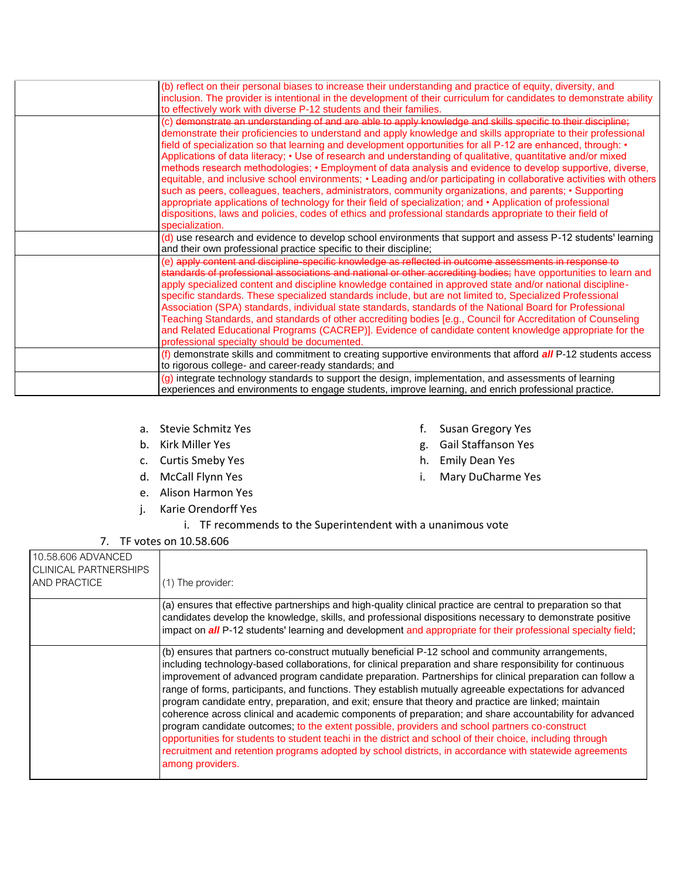| | |
|---|---|
| | (b) reflect on their personal biases to increase their understanding and practice of equity, diversity, and inclusion. The provider is intentional in the development of their curriculum for candidates to demonstrate ability to effectively work with diverse P-12 students and their families. |
| | (c) ~~demonstrate an understanding of and are able to apply knowledge and skills specific to their discipline;~~ demonstrate their proficiencies to understand and apply knowledge and skills appropriate to their professional field of specialization so that learning and development opportunities for all P-12 are enhanced, through: • Applications of data literacy; • Use of research and understanding of qualitative, quantitative and/or mixed methods research methodologies; • Employment of data analysis and evidence to develop supportive, diverse, equitable, and inclusive school environments; • Leading and/or participating in collaborative activities with others such as peers, colleagues, teachers, administrators, community organizations, and parents; • Supporting appropriate applications of technology for their field of specialization; and • Application of professional dispositions, laws and policies, codes of ethics and professional standards appropriate to their field of specialization. |
| | (d) use research and evidence to develop school environments that support and assess P-12 students' learning and their own professional practice specific to their discipline; |
| | (e) ~~apply content and discipline-specific knowledge as reflected in outcome assessments in response to standards of professional associations and national or other accrediting bodies;~~ have opportunities to learn and apply specialized content and discipline knowledge contained in approved state and/or national discipline-specific standards. These specialized standards include, but are not limited to, Specialized Professional Association (SPA) standards, individual state standards, standards of the National Board for Professional Teaching Standards, and standards of other accrediting bodies [e.g., Council for Accreditation of Counseling and Related Educational Programs (CACREP)]. Evidence of candidate content knowledge appropriate for the professional specialty should be documented. |
| | (f) demonstrate skills and commitment to creating supportive environments that afford ***all*** P-12 students access to rigorous college- and career-ready standards; and |
| | (g) integrate technology standards to support the design, implementation, and assessments of learning experiences and environments to engage students, improve learning, and enrich professional practice. |

a. Stevie Schmitz Yes
b. Kirk Miller Yes
c. Curtis Smeby Yes
d. McCall Flynn Yes
e. Alison Harmon Yes
f. Susan Gregory Yes
g. Gail Staffanson Yes
h. Emily Dean Yes
i. Mary DuCharme Yes
j. Karie Orendorff Yes
   i. TF recommends to the Superintendent with a unanimous vote

7. TF votes on 10.58.606

| 10.58.606 ADVANCED CLINICAL PARTNERSHIPS AND PRACTICE | (1) The provider: |
|---|---|
| | (a) ensures that effective partnerships and high-quality clinical practice are central to preparation so that candidates develop the knowledge, skills, and professional dispositions necessary to demonstrate positive impact on ***all*** P-12 students' learning and development and appropriate for their professional specialty field; |
| | (b) ensures that partners co-construct mutually beneficial P-12 school and community arrangements, including technology-based collaborations, for clinical preparation and share responsibility for continuous improvement of advanced program candidate preparation. Partnerships for clinical preparation can follow a range of forms, participants, and functions. They establish mutually agreeable expectations for advanced program candidate entry, preparation, and exit; ensure that theory and practice are linked; maintain coherence across clinical and academic components of preparation; and share accountability for advanced program candidate outcomes; to the extent possible, providers and school partners co-construct opportunities for students to student teachi in the district and school of their choice, including through recruitment and retention programs adopted by school districts, in accordance with statewide agreements among providers. |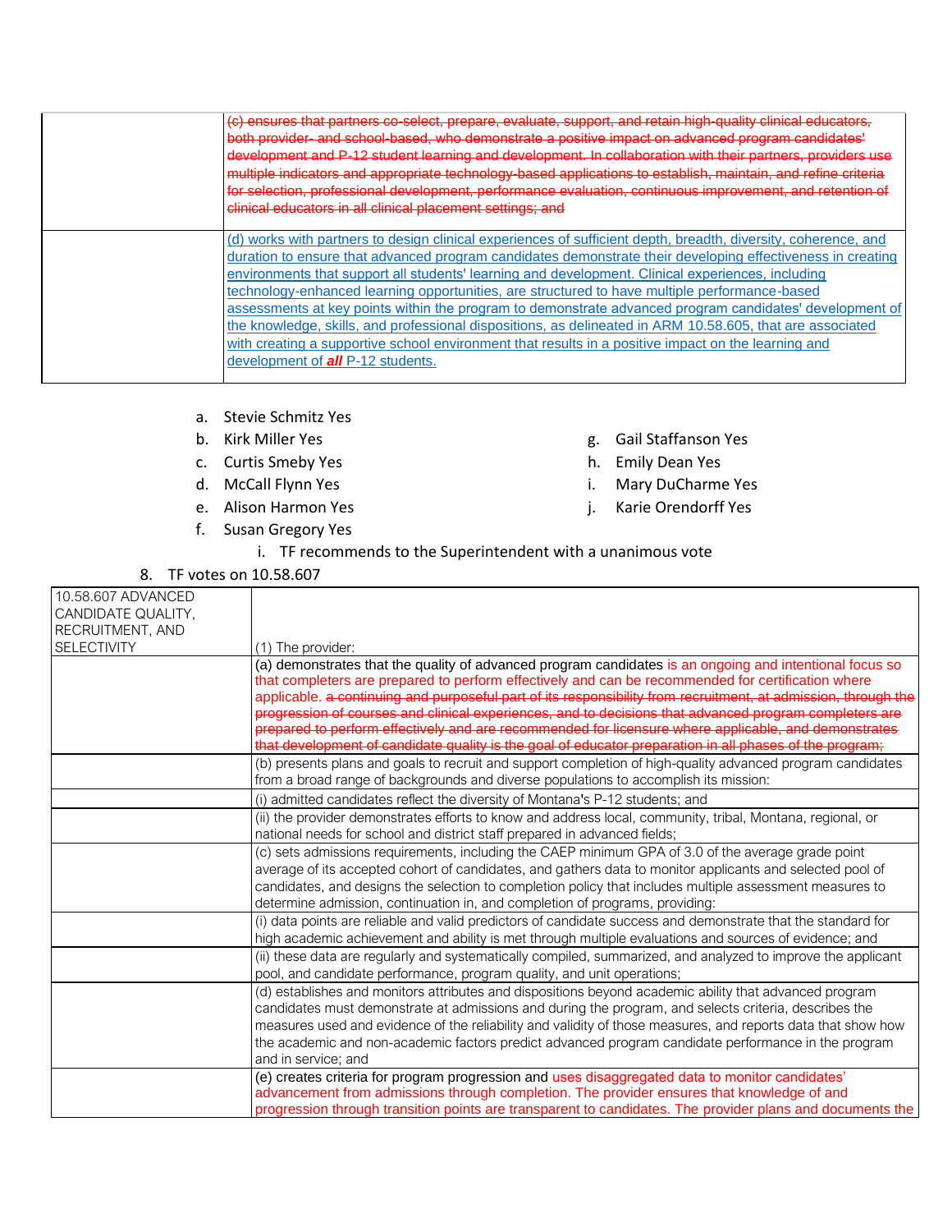| | |
|---|---|
| | ~~(c) ensures that partners co-select, prepare, evaluate, support, and retain high-quality clinical educators, both provider- and school-based, who demonstrate a positive impact on advanced program candidates' development and P-12 student learning and development. In collaboration with their partners, providers use multiple indicators and appropriate technology-based applications to establish, maintain, and refine criteria for selection, professional development, performance evaluation, continuous improvement, and retention of clinical educators in all clinical placement settings; and~~ |
| | (d) works with partners to design clinical experiences of sufficient depth, breadth, diversity, coherence, and duration to ensure that advanced program candidates demonstrate their developing effectiveness in creating environments that support all students' learning and development. Clinical experiences, including technology-enhanced learning opportunities, are structured to have multiple performance-based assessments at key points within the program to demonstrate advanced program candidates' development of the knowledge, skills, and professional dispositions, as delineated in ARM 10.58.605, that are associated with creating a supportive school environment that results in a positive impact on the learning and development of ***all*** P-12 students. |

a. Stevie Schmitz Yes
b. Kirk Miller Yes
c. Curtis Smeby Yes
d. McCall Flynn Yes
e. Alison Harmon Yes
f. Susan Gregory Yes
g. Gail Staffanson Yes
h. Emily Dean Yes
i. Mary DuCharme Yes
j. Karie Orendorff Yes

i. TF recommends to the Superintendent with a unanimous vote

8. TF votes on 10.58.607

| 10.58.607 ADVANCED CANDIDATE QUALITY, RECRUITMENT, AND SELECTIVITY | (1) The provider: |
|---|---|
| | (a) demonstrates that the quality of advanced program candidates is an ongoing and intentional focus so that completers are prepared to perform effectively and can be recommended for certification where applicable. ~~a continuing and purposeful part of its responsibility from recruitment, at admission, through the progression of courses and clinical experiences, and to decisions that advanced program completers are prepared to perform effectively and are recommended for licensure where applicable, and demonstrates that development of candidate quality is the goal of educator preparation in all phases of the program;~~ |
| | (b) presents plans and goals to recruit and support completion of high-quality advanced program candidates from a broad range of backgrounds and diverse populations to accomplish its mission: |
| | (i) admitted candidates reflect the diversity of Montana's P-12 students; and |
| | (ii) the provider demonstrates efforts to know and address local, community, tribal, Montana, regional, or national needs for school and district staff prepared in advanced fields; |
| | (c) sets admissions requirements, including the CAEP minimum GPA of 3.0 of the average grade point average of its accepted cohort of candidates, and gathers data to monitor applicants and selected pool of candidates, and designs the selection to completion policy that includes multiple assessment measures to determine admission, continuation in, and completion of programs, providing: |
| | (i) data points are reliable and valid predictors of candidate success and demonstrate that the standard for high academic achievement and ability is met through multiple evaluations and sources of evidence; and |
| | (ii) these data are regularly and systematically compiled, summarized, and analyzed to improve the applicant pool, and candidate performance, program quality, and unit operations; |
| | (d) establishes and monitors attributes and dispositions beyond academic ability that advanced program candidates must demonstrate at admissions and during the program, and selects criteria, describes the measures used and evidence of the reliability and validity of those measures, and reports data that show how the academic and non-academic factors predict advanced program candidate performance in the program and in service; and |
| | (e) creates criteria for program progression and uses disaggregated data to monitor candidates' advancement from admissions through completion. The provider ensures that knowledge of and progression through transition points are transparent to candidates. The provider plans and documents the |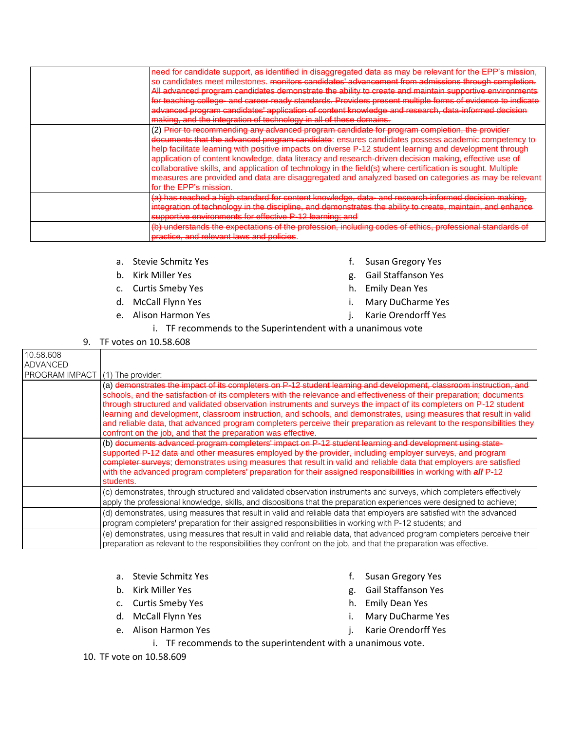| | |
|---|---|
| | need for candidate support, as identified in disaggregated data as may be relevant for the EPP's mission, so candidates meet milestones. ~~monitors candidates' advancement from admissions through completion. All advanced program candidates demonstrate the ability to create and maintain supportive environments for teaching college- and career-ready standards. Providers present multiple forms of evidence to indicate advanced program candidates' application of content knowledge and research, data-informed decision making, and the integration of technology in all of these domains.~~ |
| | (2) ~~Prior to recommending any advanced program candidate for program completion, the provider documents that the advanced program candidate~~: ensures candidates possess academic competency to help facilitate learning with positive impacts on diverse P-12 student learning and development through application of content knowledge, data literacy and research-driven decision making, effective use of collaborative skills, and application of technology in the field(s) where certification is sought. Multiple measures are provided and data are disaggregated and analyzed based on categories as may be relevant for the EPP's mission. |
| | ~~(a) has reached a high standard for content knowledge, data- and research-informed decision making, integration of technology in the discipline, and demonstrates the ability to create, maintain, and enhance supportive environments for effective P-12 learning; and~~ |
| | ~~(b) understands the expectations of the profession, including codes of ethics, professional standards of practice, and relevant laws and policies.~~ |

a. Stevie Schmitz Yes
b. Kirk Miller Yes
c. Curtis Smeby Yes
d. McCall Flynn Yes
e. Alison Harmon Yes
f. Susan Gregory Yes
g. Gail Staffanson Yes
h. Emily Dean Yes
i. Mary DuCharme Yes
j. Karie Orendorff Yes

i. TF recommends to the Superintendent with a unanimous vote

9. TF votes on 10.58.608

| 10.58.608 ADVANCED PROGRAM IMPACT | (1) The provider: |
|---|---|
| | (a) ~~demonstrates the impact of its completers on P-12 student learning and development, classroom instruction, and schools, and the satisfaction of its completers with the relevance and effectiveness of their preparation;~~ documents through structured and validated observation instruments and surveys the impact of its completers on P-12 student learning and development, classroom instruction, and schools, and demonstrates, using measures that result in valid and reliable data, that advanced program completers perceive their preparation as relevant to the responsibilities they confront on the job, and that the preparation was effective. |
| | (b) ~~documents advanced program completers' impact on P-12 student learning and development using state-supported P-12 data and other measures employed by the provider, including employer surveys, and program completer surveys~~; demonstrates using measures that result in valid and reliable data that employers are satisfied with the advanced program completers' preparation for their assigned responsibilities in working with ***all*** P-12 students. |
| | (c) demonstrates, through structured and validated observation instruments and surveys, which completers effectively apply the professional knowledge, skills, and dispositions that the preparation experiences were designed to achieve; |
| | (d) demonstrates, using measures that result in valid and reliable data that employers are satisfied with the advanced program completers' preparation for their assigned responsibilities in working with P-12 students; and |
| | (e) demonstrates, using measures that result in valid and reliable data, that advanced program completers perceive their preparation as relevant to the responsibilities they confront on the job, and that the preparation was effective. |

a. Stevie Schmitz Yes
b. Kirk Miller Yes
c. Curtis Smeby Yes
d. McCall Flynn Yes
e. Alison Harmon Yes
f. Susan Gregory Yes
g. Gail Staffanson Yes
h. Emily Dean Yes
i. Mary DuCharme Yes
j. Karie Orendorff Yes

i. TF recommends to the superintendent with a unanimous vote.

10. TF vote on 10.58.609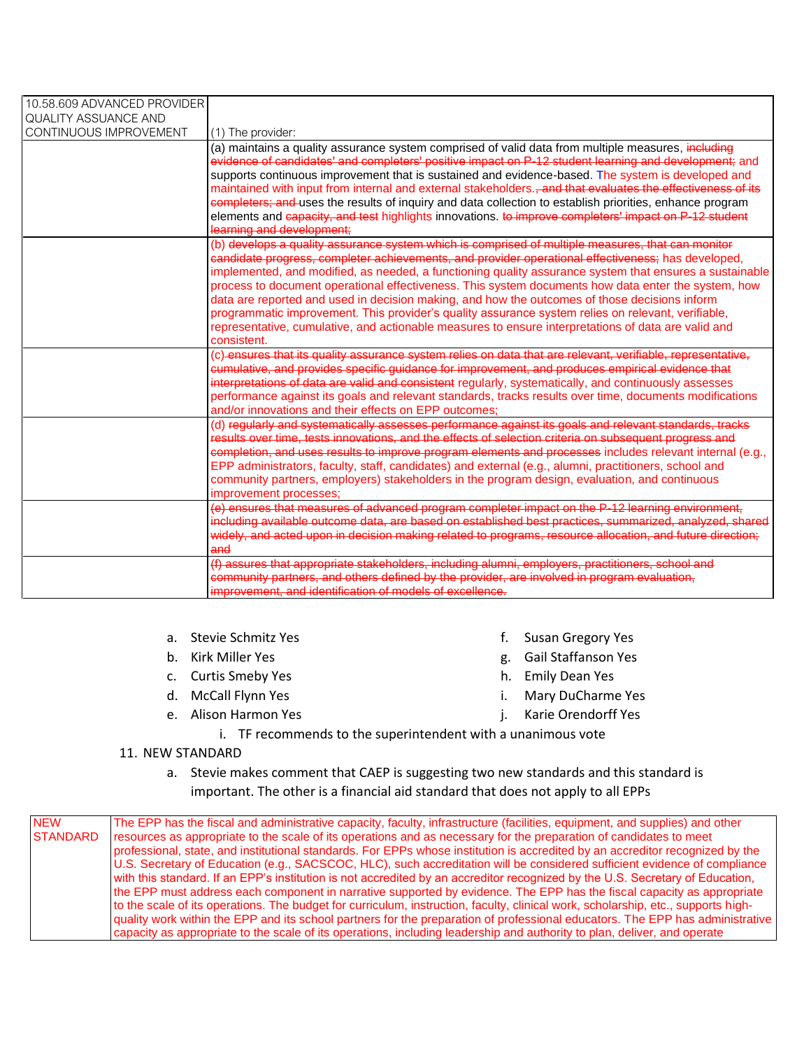| 10.58.609 ADVANCED PROVIDER QUALITY ASSUANCE AND CONTINUOUS IMPROVEMENT | (1) The provider: |
|---|---|
| | (a) maintains a quality assurance system comprised of valid data from multiple measures, ~~including evidence of candidates' and completers' positive impact on P-12 student learning and development;~~ and supports continuous improvement that is sustained and evidence-based. The system is developed and maintained with input from internal and external stakeholders.~~, and that evaluates the effectiveness of its completers; and~~ uses the results of inquiry and data collection to establish priorities, enhance program elements and ~~capacity, and test~~ highlights innovations. ~~to improve completers' impact on P-12 student learning and development;~~ |
| | (b) ~~develops a quality assurance system which is comprised of multiple measures, that can monitor candidate progress, completer achievements, and provider operational effectiveness;~~ has developed, implemented, and modified, as needed, a functioning quality assurance system that ensures a sustainable process to document operational effectiveness. This system documents how data enter the system, how data are reported and used in decision making, and how the outcomes of those decisions inform programmatic improvement. This provider's quality assurance system relies on relevant, verifiable, representative, cumulative, and actionable measures to ensure interpretations of data are valid and consistent. |
| | (c) ~~ensures that its quality assurance system relies on data that are relevant, verifiable, representative, cumulative, and provides specific guidance for improvement, and produces empirical evidence that interpretations of data are valid and consistent~~ regularly, systematically, and continuously assesses performance against its goals and relevant standards, tracks results over time, documents modifications and/or innovations and their effects on EPP outcomes; |
| | (d) ~~regularly and systematically assesses performance against its goals and relevant standards, tracks results over time, tests innovations, and the effects of selection criteria on subsequent progress and completion, and uses results to improve program elements and processes~~ includes relevant internal (e.g., EPP administrators, faculty, staff, candidates) and external (e.g., alumni, practitioners, school and community partners, employers) stakeholders in the program design, evaluation, and continuous improvement processes; |
| | ~~(e) ensures that measures of advanced program completer impact on the P-12 learning environment, including available outcome data, are based on established best practices, summarized, analyzed, shared widely, and acted upon in decision making related to programs, resource allocation, and future direction; and~~ |
| | ~~(f) assures that appropriate stakeholders, including alumni, employers, practitioners, school and community partners, and others defined by the provider, are involved in program evaluation, improvement, and identification of models of excellence.~~ |

a. Stevie Schmitz Yes
b. Kirk Miller Yes
c. Curtis Smeby Yes
d. McCall Flynn Yes
e. Alison Harmon Yes
f. Susan Gregory Yes
g. Gail Staffanson Yes
h. Emily Dean Yes
i. Mary DuCharme Yes
j. Karie Orendorff Yes

i. TF recommends to the superintendent with a unanimous vote

11. NEW STANDARD

a. Stevie makes comment that CAEP is suggesting two new standards and this standard is important. The other is a financial aid standard that does not apply to all EPPs

| NEW STANDARD | The EPP has the fiscal and administrative capacity, faculty, infrastructure (facilities, equipment, and supplies) and other resources as appropriate to the scale of its operations and as necessary for the preparation of candidates to meet professional, state, and institutional standards. For EPPs whose institution is accredited by an accreditor recognized by the U.S. Secretary of Education (e.g., SACSCOC, HLC), such accreditation will be considered sufficient evidence of compliance with this standard. If an EPP's institution is not accredited by an accreditor recognized by the U.S. Secretary of Education, the EPP must address each component in narrative supported by evidence. The EPP has the fiscal capacity as appropriate to the scale of its operations. The budget for curriculum, instruction, faculty, clinical work, scholarship, etc., supports high-quality work within the EPP and its school partners for the preparation of professional educators. The EPP has administrative capacity as appropriate to the scale of its operations, including leadership and authority to plan, deliver, and operate |
|---|---|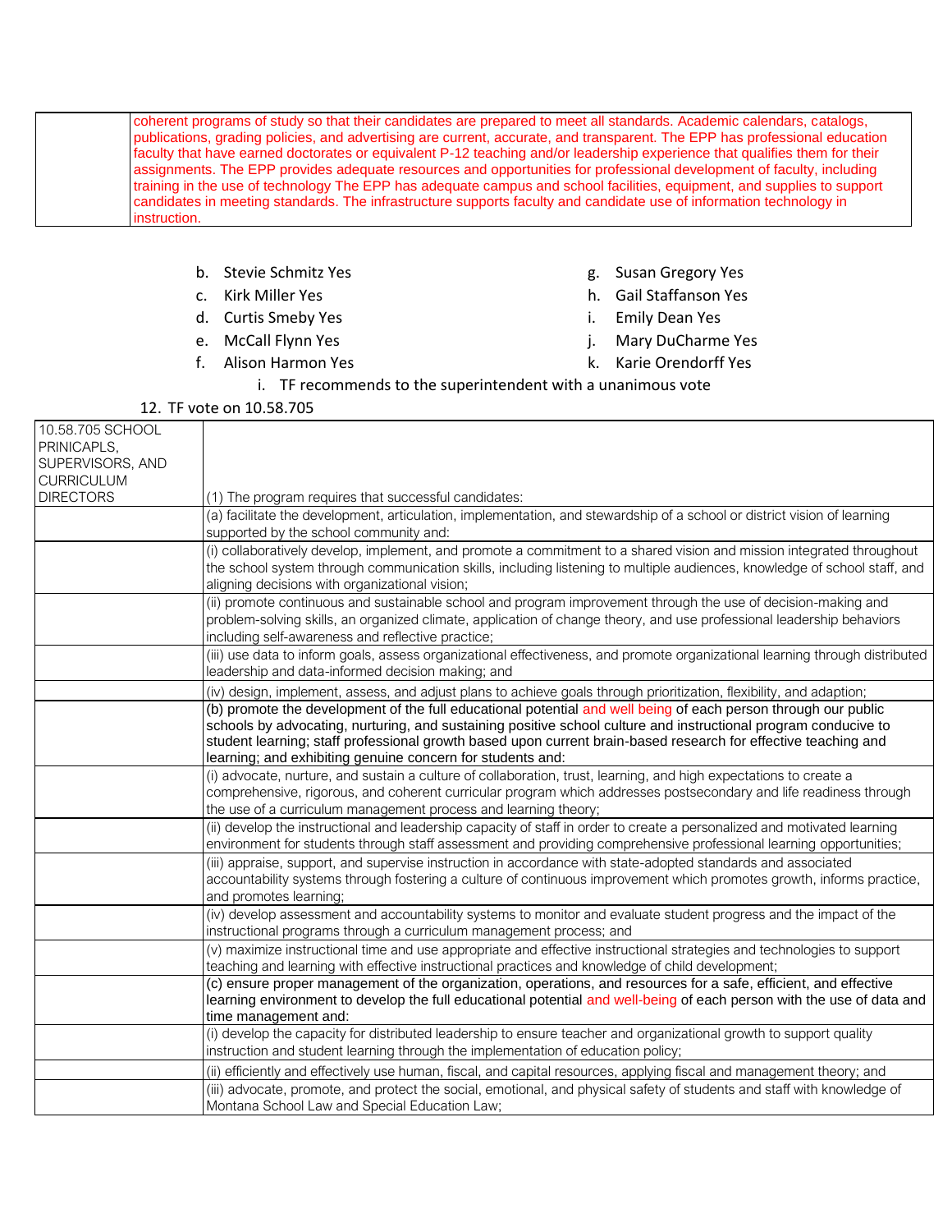| | coherent programs of study so that their candidates are prepared to meet all standards. Academic calendars, catalogs, publications, grading policies, and advertising are current, accurate, and transparent. The EPP has professional education faculty that have earned doctorates or equivalent P-12 teaching and/or leadership experience that qualifies them for their assignments. The EPP provides adequate resources and opportunities for professional development of faculty, including training in the use of technology The EPP has adequate campus and school facilities, equipment, and supplies to support candidates in meeting standards. The infrastructure supports faculty and candidate use of information technology in instruction. |
|---|---|

b. Stevie Schmitz Yes
c. Kirk Miller Yes
d. Curtis Smeby Yes
e. McCall Flynn Yes
f. Alison Harmon Yes
g. Susan Gregory Yes
h. Gail Staffanson Yes
i. Emily Dean Yes
j. Mary DuCharme Yes
k. Karie Orendorff Yes

i. TF recommends to the superintendent with a unanimous vote

12. TF vote on 10.58.705

| 10.58.705 SCHOOL PRINICAPLS, SUPERVISORS, AND CURRICULUM DIRECTORS | (1) The program requires that successful candidates: |
|---|---|
| | (a) facilitate the development, articulation, implementation, and stewardship of a school or district vision of learning supported by the school community and: |
| | (i) collaboratively develop, implement, and promote a commitment to a shared vision and mission integrated throughout the school system through communication skills, including listening to multiple audiences, knowledge of school staff, and aligning decisions with organizational vision; |
| | (ii) promote continuous and sustainable school and program improvement through the use of decision-making and problem-solving skills, an organized climate, application of change theory, and use professional leadership behaviors including self-awareness and reflective practice; |
| | (iii) use data to inform goals, assess organizational effectiveness, and promote organizational learning through distributed leadership and data-informed decision making; and |
| | (iv) design, implement, assess, and adjust plans to achieve goals through prioritization, flexibility, and adaption; |
| | (b) promote the development of the full educational potential and well being of each person through our public schools by advocating, nurturing, and sustaining positive school culture and instructional program conducive to student learning; staff professional growth based upon current brain-based research for effective teaching and learning; and exhibiting genuine concern for students and: |
| | (i) advocate, nurture, and sustain a culture of collaboration, trust, learning, and high expectations to create a comprehensive, rigorous, and coherent curricular program which addresses postsecondary and life readiness through the use of a curriculum management process and learning theory; |
| | (ii) develop the instructional and leadership capacity of staff in order to create a personalized and motivated learning environment for students through staff assessment and providing comprehensive professional learning opportunities; |
| | (iii) appraise, support, and supervise instruction in accordance with state-adopted standards and associated accountability systems through fostering a culture of continuous improvement which promotes growth, informs practice, and promotes learning; |
| | (iv) develop assessment and accountability systems to monitor and evaluate student progress and the impact of the instructional programs through a curriculum management process; and |
| | (v) maximize instructional time and use appropriate and effective instructional strategies and technologies to support teaching and learning with effective instructional practices and knowledge of child development; |
| | (c) ensure proper management of the organization, operations, and resources for a safe, efficient, and effective learning environment to develop the full educational potential and well-being of each person with the use of data and time management and: |
| | (i) develop the capacity for distributed leadership to ensure teacher and organizational growth to support quality instruction and student learning through the implementation of education policy; |
| | (ii) efficiently and effectively use human, fiscal, and capital resources, applying fiscal and management theory; and |
| | (iii) advocate, promote, and protect the social, emotional, and physical safety of students and staff with knowledge of Montana School Law and Special Education Law; |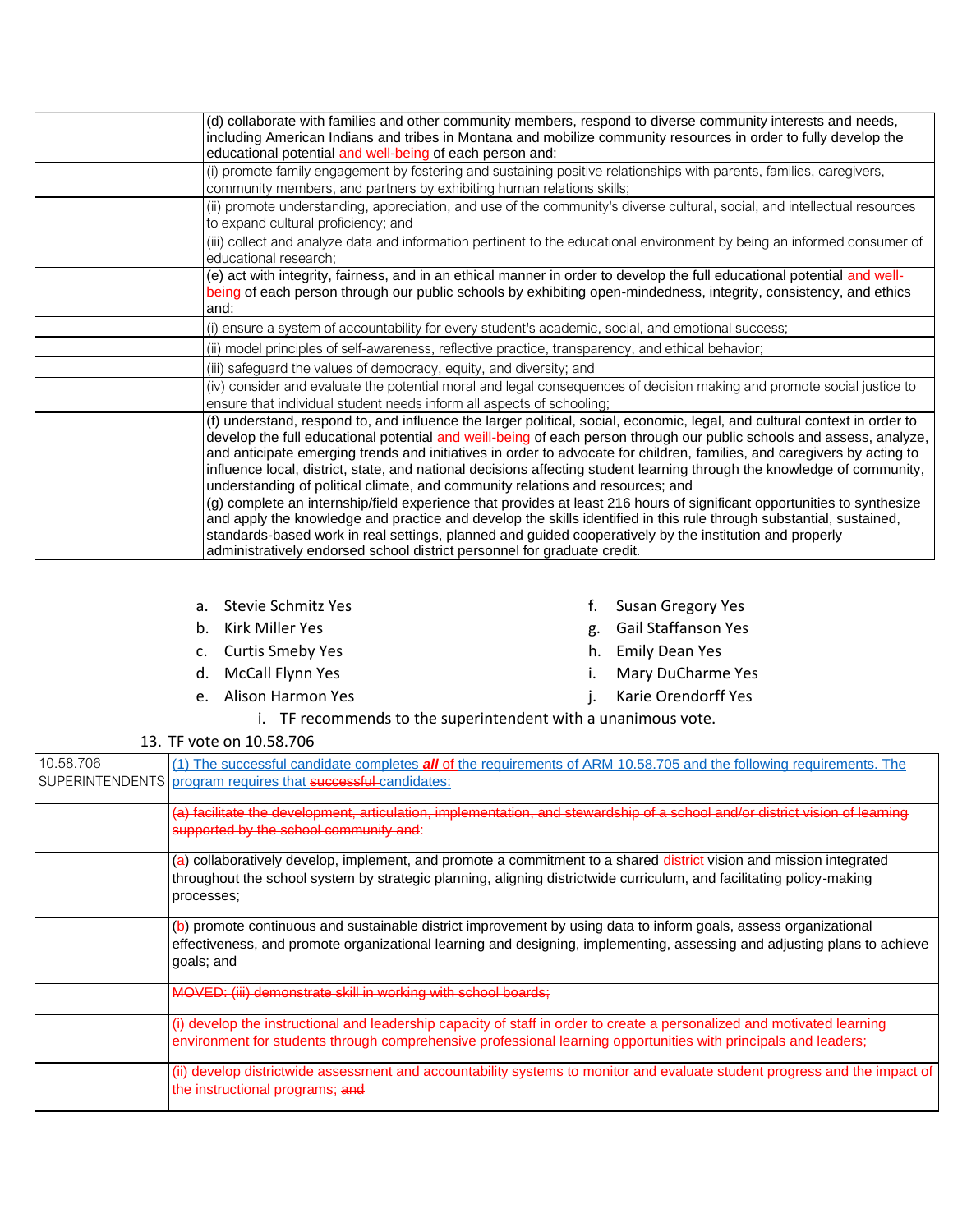| | |
|---|---|
| | (d) collaborate with families and other community members, respond to diverse community interests and needs, including American Indians and tribes in Montana and mobilize community resources in order to fully develop the educational potential and well-being of each person and: |
| | (i) promote family engagement by fostering and sustaining positive relationships with parents, families, caregivers, community members, and partners by exhibiting human relations skills; |
| | (ii) promote understanding, appreciation, and use of the community's diverse cultural, social, and intellectual resources to expand cultural proficiency; and |
| | (iii) collect and analyze data and information pertinent to the educational environment by being an informed consumer of educational research; |
| | (e) act with integrity, fairness, and in an ethical manner in order to develop the full educational potential and well-being of each person through our public schools by exhibiting open-mindedness, integrity, consistency, and ethics and: |
| | (i) ensure a system of accountability for every student's academic, social, and emotional success; |
| | (ii) model principles of self-awareness, reflective practice, transparency, and ethical behavior; |
| | (iii) safeguard the values of democracy, equity, and diversity; and |
| | (iv) consider and evaluate the potential moral and legal consequences of decision making and promote social justice to ensure that individual student needs inform all aspects of schooling; |
| | (f) understand, respond to, and influence the larger political, social, economic, legal, and cultural context in order to develop the full educational potential and weill-being of each person through our public schools and assess, analyze, and anticipate emerging trends and initiatives in order to advocate for children, families, and caregivers by acting to influence local, district, state, and national decisions affecting student learning through the knowledge of community, understanding of political climate, and community relations and resources; and |
| | (g) complete an internship/field experience that provides at least 216 hours of significant opportunities to synthesize and apply the knowledge and practice and develop the skills identified in this rule through substantial, sustained, standards-based work in real settings, planned and guided cooperatively by the institution and properly administratively endorsed school district personnel for graduate credit. |

a. Stevie Schmitz Yes
b. Kirk Miller Yes
c. Curtis Smeby Yes
d. McCall Flynn Yes
e. Alison Harmon Yes
f. Susan Gregory Yes
g. Gail Staffanson Yes
h. Emily Dean Yes
i. Mary DuCharme Yes
j. Karie Orendorff Yes

   i. TF recommends to the superintendent with a unanimous vote.

13. TF vote on 10.58.706

| | |
|---|---|
| 10.58.706 SUPERINTENDENTS | (1) The successful candidate completes ***all*** of the requirements of ARM 10.58.705 and the following requirements. The program requires that ~~successful~~ candidates: |
| | ~~(a) facilitate the development, articulation, implementation, and stewardship of a school and/or district vision of learning supported by the school community and~~: |
| | (a) collaboratively develop, implement, and promote a commitment to a shared district vision and mission integrated throughout the school system by strategic planning, aligning districtwide curriculum, and facilitating policy-making processes; |
| | (b) promote continuous and sustainable district improvement by using data to inform goals, assess organizational effectiveness, and promote organizational learning and designing, implementing, assessing and adjusting plans to achieve goals; and |
| | ~~MOVED: (iii) demonstrate skill in working with school boards;~~ |
| | (i) develop the instructional and leadership capacity of staff in order to create a personalized and motivated learning environment for students through comprehensive professional learning opportunities with principals and leaders; |
| | (ii) develop districtwide assessment and accountability systems to monitor and evaluate student progress and the impact of the instructional programs; ~~and~~ |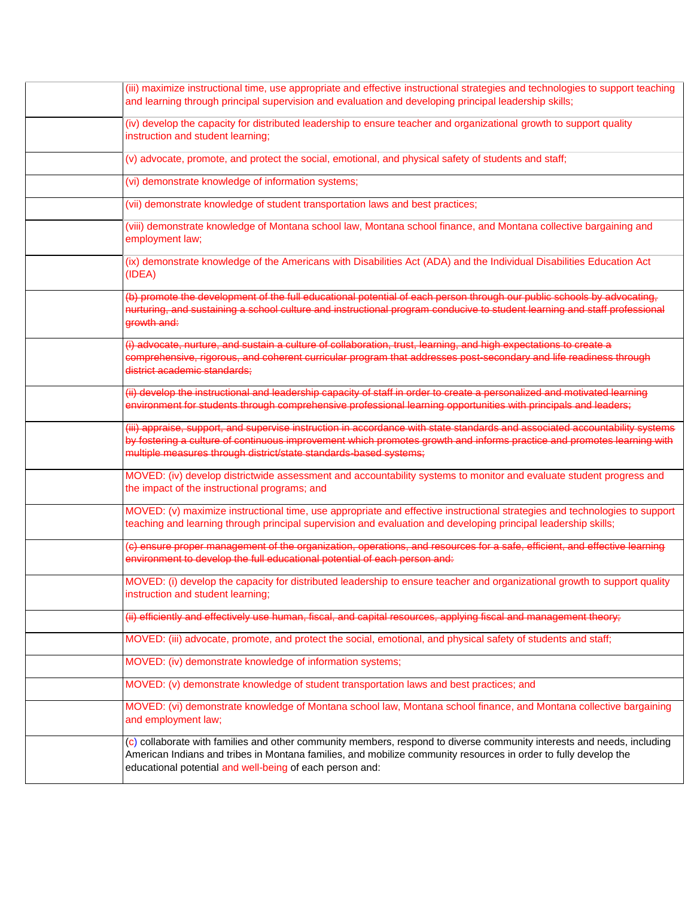| | |
|---|---|
| | (iii) maximize instructional time, use appropriate and effective instructional strategies and technologies to support teaching and learning through principal supervision and evaluation and developing principal leadership skills; |
| | (iv) develop the capacity for distributed leadership to ensure teacher and organizational growth to support quality instruction and student learning; |
| | (v) advocate, promote, and protect the social, emotional, and physical safety of students and staff; |
| | (vi) demonstrate knowledge of information systems; |
| | (vii) demonstrate knowledge of student transportation laws and best practices; |
| | (viii) demonstrate knowledge of Montana school law, Montana school finance, and Montana collective bargaining and employment law; |
| | (ix) demonstrate knowledge of the Americans with Disabilities Act (ADA) and the Individual Disabilities Education Act (IDEA) |
| | ~~(b) promote the development of the full educational potential of each person through our public schools by advocating, nurturing, and sustaining a school culture and instructional program conducive to student learning and staff professional growth and:~~ |
| | ~~(i) advocate, nurture, and sustain a culture of collaboration, trust, learning, and high expectations to create a comprehensive, rigorous, and coherent curricular program that addresses post-secondary and life readiness through district academic standards;~~ |
| | ~~(ii) develop the instructional and leadership capacity of staff in order to create a personalized and motivated learning environment for students through comprehensive professional learning opportunities with principals and leaders;~~ |
| | ~~(iii) appraise, support, and supervise instruction in accordance with state standards and associated accountability systems by fostering a culture of continuous improvement which promotes growth and informs practice and promotes learning with multiple measures through district/state standards-based systems;~~ |
| | MOVED: (iv) develop districtwide assessment and accountability systems to monitor and evaluate student progress and the impact of the instructional programs; and |
| | MOVED: (v) maximize instructional time, use appropriate and effective instructional strategies and technologies to support teaching and learning through principal supervision and evaluation and developing principal leadership skills; |
| | ~~(c) ensure proper management of the organization, operations, and resources for a safe, efficient, and effective learning environment to develop the full educational potential of each person and:~~ |
| | MOVED: (i) develop the capacity for distributed leadership to ensure teacher and organizational growth to support quality instruction and student learning; |
| | ~~(ii) efficiently and effectively use human, fiscal, and capital resources, applying fiscal and management theory;~~ |
| | MOVED: (iii) advocate, promote, and protect the social, emotional, and physical safety of students and staff; |
| | MOVED: (iv) demonstrate knowledge of information systems; |
| | MOVED: (v) demonstrate knowledge of student transportation laws and best practices; and |
| | MOVED: (vi) demonstrate knowledge of Montana school law, Montana school finance, and Montana collective bargaining and employment law; |
| | (c) collaborate with families and other community members, respond to diverse community interests and needs, including American Indians and tribes in Montana families, and mobilize community resources in order to fully develop the educational potential and well-being of each person and: |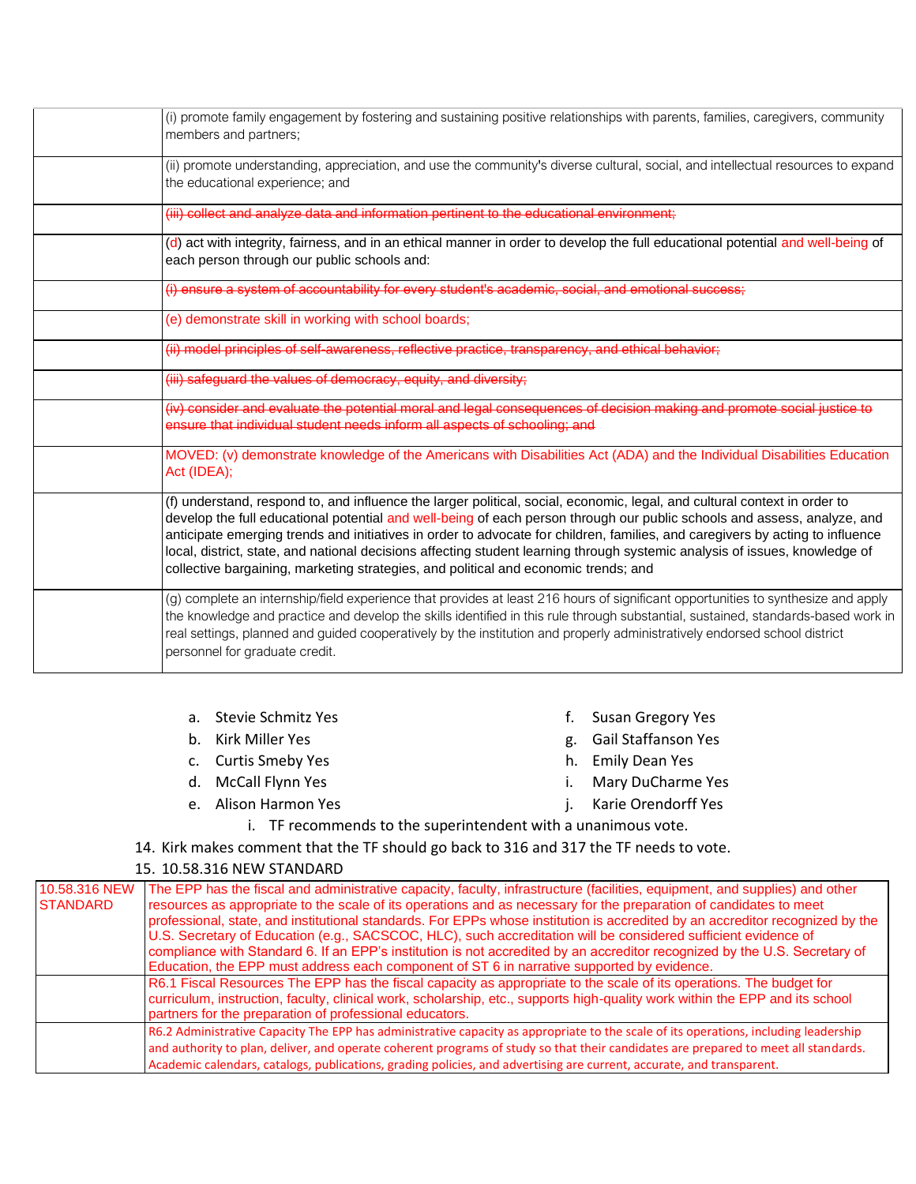| | |
|---|---|
| | (i) promote family engagement by fostering and sustaining positive relationships with parents, families, caregivers, community members and partners; |
| | (ii) promote understanding, appreciation, and use the community's diverse cultural, social, and intellectual resources to expand the educational experience; and |
| | ~~(iii) collect and analyze data and information pertinent to the educational environment;~~ |
| | (d) act with integrity, fairness, and in an ethical manner in order to develop the full educational potential and well-being of each person through our public schools and: |
| | ~~(i) ensure a system of accountability for every student's academic, social, and emotional success;~~ |
| | (e) demonstrate skill in working with school boards; |
| | ~~(ii) model principles of self-awareness, reflective practice, transparency, and ethical behavior;~~ |
| | ~~(iii) safeguard the values of democracy, equity, and diversity;~~ |
| | ~~(iv) consider and evaluate the potential moral and legal consequences of decision making and promote social justice to ensure that individual student needs inform all aspects of schooling; and~~ |
| | MOVED: (v) demonstrate knowledge of the Americans with Disabilities Act (ADA) and the Individual Disabilities Education Act (IDEA); |
| | (f) understand, respond to, and influence the larger political, social, economic, legal, and cultural context in order to develop the full educational potential and well-being of each person through our public schools and assess, analyze, and anticipate emerging trends and initiatives in order to advocate for children, families, and caregivers by acting to influence local, district, state, and national decisions affecting student learning through systemic analysis of issues, knowledge of collective bargaining, marketing strategies, and political and economic trends; and |
| | (g) complete an internship/field experience that provides at least 216 hours of significant opportunities to synthesize and apply the knowledge and practice and develop the skills identified in this rule through substantial, sustained, standards-based work in real settings, planned and guided cooperatively by the institution and properly administratively endorsed school district personnel for graduate credit. |

a. Stevie Schmitz Yes
b. Kirk Miller Yes
c. Curtis Smeby Yes
d. McCall Flynn Yes
e. Alison Harmon Yes
f. Susan Gregory Yes
g. Gail Staffanson Yes
h. Emily Dean Yes
i. Mary DuCharme Yes
j. Karie Orendorff Yes

i. TF recommends to the superintendent with a unanimous vote.

14. Kirk makes comment that the TF should go back to 316 and 317 the TF needs to vote.
15. 10.58.316 NEW STANDARD

| | |
|---|---|
| 10.58.316 NEW STANDARD | The EPP has the fiscal and administrative capacity, faculty, infrastructure (facilities, equipment, and supplies) and other resources as appropriate to the scale of its operations and as necessary for the preparation of candidates to meet professional, state, and institutional standards. For EPPs whose institution is accredited by an accreditor recognized by the U.S. Secretary of Education (e.g., SACSCOC, HLC), such accreditation will be considered sufficient evidence of compliance with Standard 6. If an EPP's institution is not accredited by an accreditor recognized by the U.S. Secretary of Education, the EPP must address each component of ST 6 in narrative supported by evidence. |
| | R6.1 Fiscal Resources The EPP has the fiscal capacity as appropriate to the scale of its operations. The budget for curriculum, instruction, faculty, clinical work, scholarship, etc., supports high-quality work within the EPP and its school partners for the preparation of professional educators. |
| | R6.2 Administrative Capacity The EPP has administrative capacity as appropriate to the scale of its operations, including leadership and authority to plan, deliver, and operate coherent programs of study so that their candidates are prepared to meet all standards. Academic calendars, catalogs, publications, grading policies, and advertising are current, accurate, and transparent. |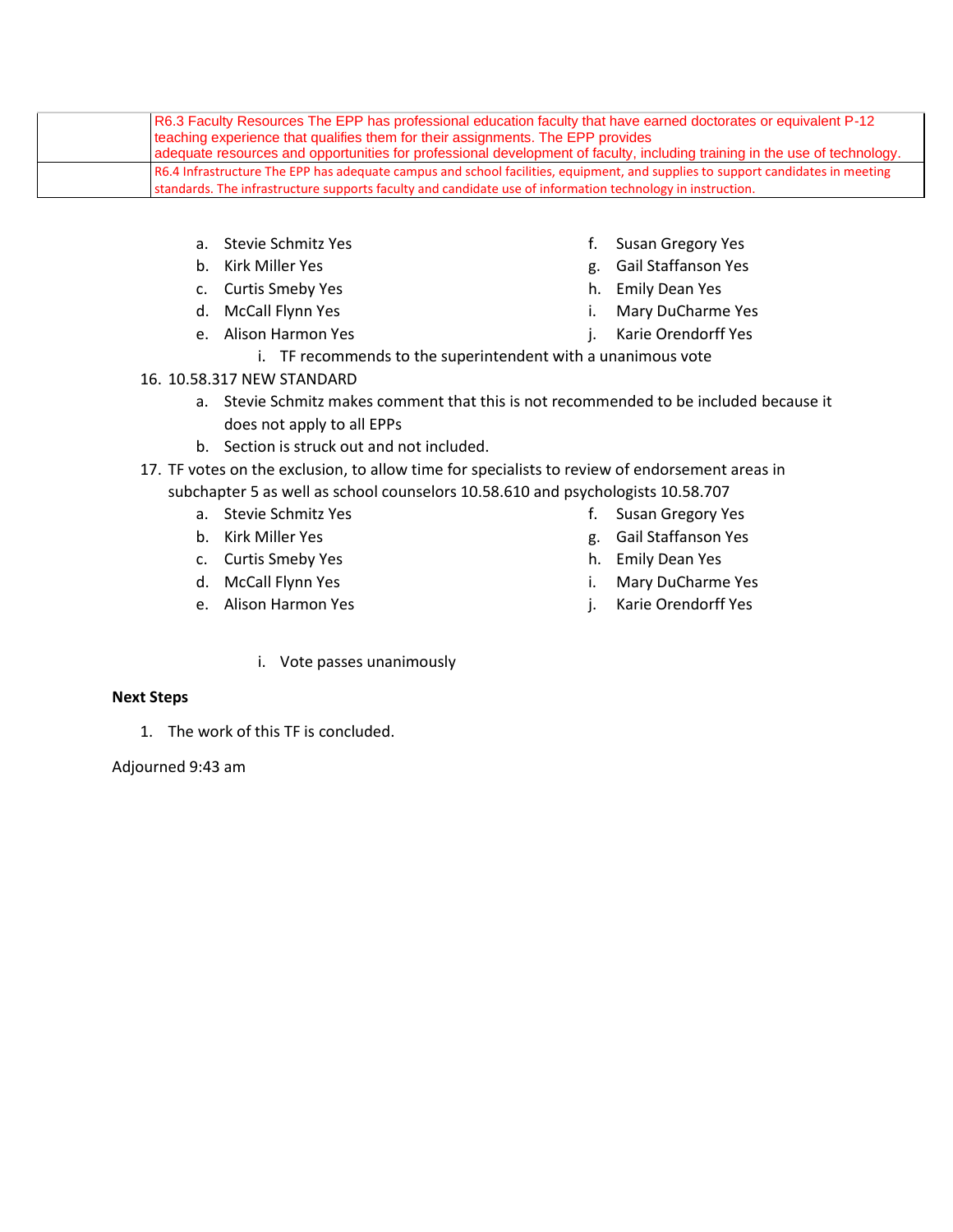| | |
|---|---|
| | R6.3 Faculty Resources The EPP has professional education faculty that have earned doctorates or equivalent P-12 teaching experience that qualifies them for their assignments. The EPP provides adequate resources and opportunities for professional development of faculty, including training in the use of technology. |
| | R6.4 Infrastructure The EPP has adequate campus and school facilities, equipment, and supplies to support candidates in meeting standards. The infrastructure supports faculty and candidate use of information technology in instruction. |

a. Stevie Schmitz Yes
b. Kirk Miller Yes
c. Curtis Smeby Yes
d. McCall Flynn Yes
e. Alison Harmon Yes
f. Susan Gregory Yes
g. Gail Staffanson Yes
h. Emily Dean Yes
i. Mary DuCharme Yes
j. Karie Orendorff Yes
   i. TF recommends to the superintendent with a unanimous vote

16. 10.58.317 NEW STANDARD
    a. Stevie Schmitz makes comment that this is not recommended to be included because it does not apply to all EPPs
    b. Section is struck out and not included.
17. TF votes on the exclusion, to allow time for specialists to review of endorsement areas in subchapter 5 as well as school counselors 10.58.610 and psychologists 10.58.707
    a. Stevie Schmitz Yes
    b. Kirk Miller Yes
    c. Curtis Smeby Yes
    d. McCall Flynn Yes
    e. Alison Harmon Yes
    f. Susan Gregory Yes
    g. Gail Staffanson Yes
    h. Emily Dean Yes
    i. Mary DuCharme Yes
    j. Karie Orendorff Yes
       i. Vote passes unanimously

**Next Steps**

1. The work of this TF is concluded.

Adjourned 9:43 am